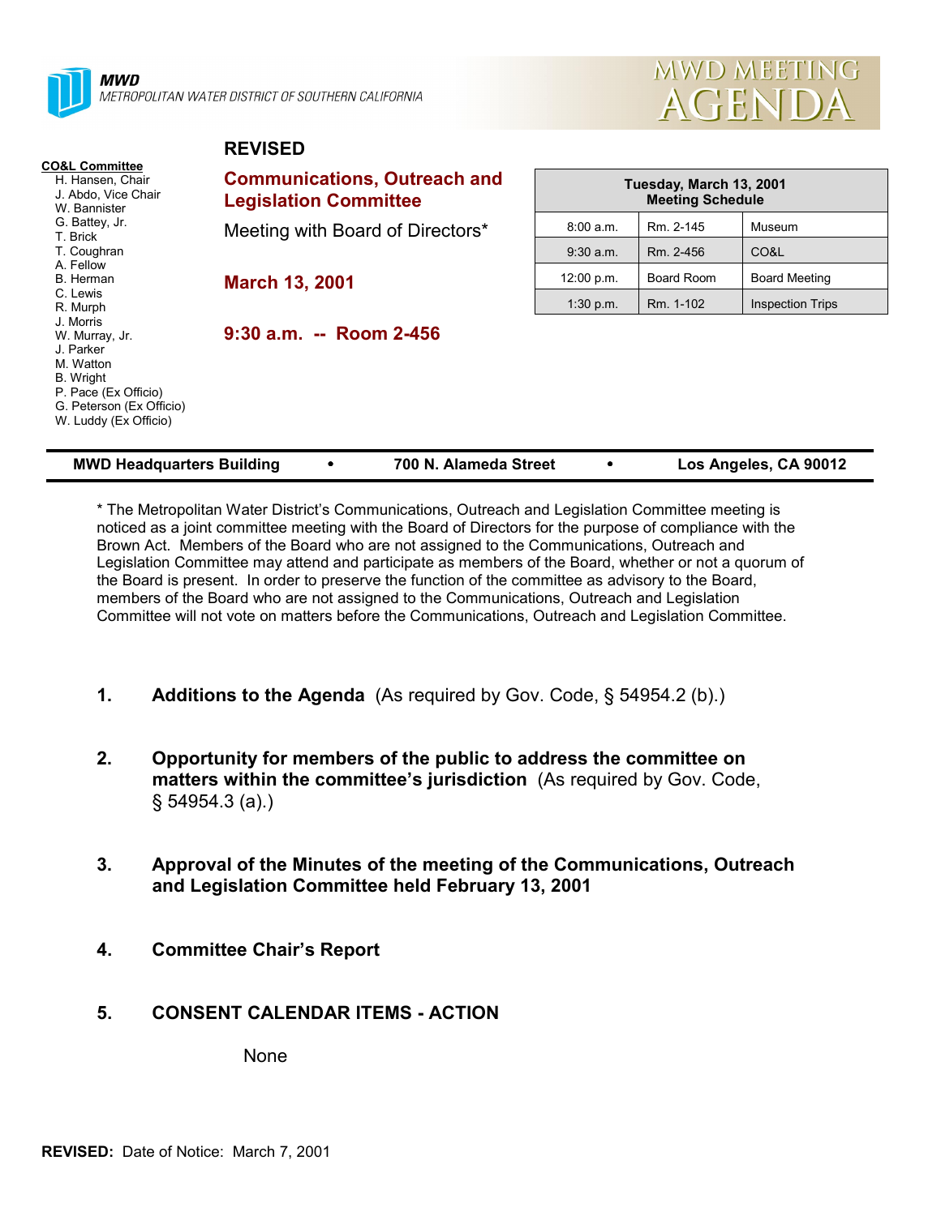**MWD**
*METROPOLITAN WATER DISTRICT OF SOUTHERN CALIFORNIA*

# MWD MEETING AGENDA

**CO&L Committee**
- H. Hansen, Chair
- J. Abdo, Vice Chair
- W. Bannister
- G. Battey, Jr.
- T. Brick
- T. Coughran
- A. Fellow
- B. Herman
- C. Lewis
- R. Murph
- J. Morris
- W. Murray, Jr.
- J. Parker
- M. Watton
- B. Wright
- P. Pace (Ex Officio)
- G. Peterson (Ex Officio)
- W. Luddy (Ex Officio)

**REVISED**

## Communications, Outreach and Legislation Committee

Meeting with Board of Directors*

**March 13, 2001**

**9:30 a.m. -- Room 2-456**

| Tuesday, March 13, 2001 Meeting Schedule | | |
|---|---|---|
| 8:00 a.m. | Rm. 2-145 | Museum |
| 9:30 a.m. | Rm. 2-456 | CO&L |
| 12:00 p.m. | Board Room | Board Meeting |
| 1:30 p.m. | Rm. 1-102 | Inspection Trips |

**MWD Headquarters Building • 700 N. Alameda Street • Los Angeles, CA 90012**

* The Metropolitan Water District's Communications, Outreach and Legislation Committee meeting is noticed as a joint committee meeting with the Board of Directors for the purpose of compliance with the Brown Act. Members of the Board who are not assigned to the Communications, Outreach and Legislation Committee may attend and participate as members of the Board, whether or not a quorum of the Board is present. In order to preserve the function of the committee as advisory to the Board, members of the Board who are not assigned to the Communications, Outreach and Legislation Committee will not vote on matters before the Communications, Outreach and Legislation Committee.

1. **Additions to the Agenda** (As required by Gov. Code, § 54954.2 (b).)

2. **Opportunity for members of the public to address the committee on matters within the committee's jurisdiction** (As required by Gov. Code, § 54954.3 (a).)

3. **Approval of the Minutes of the meeting of the Communications, Outreach and Legislation Committee held February 13, 2001**

4. **Committee Chair's Report**

5. **CONSENT CALENDAR ITEMS - ACTION**

   None

**REVISED:** Date of Notice: March 7, 2001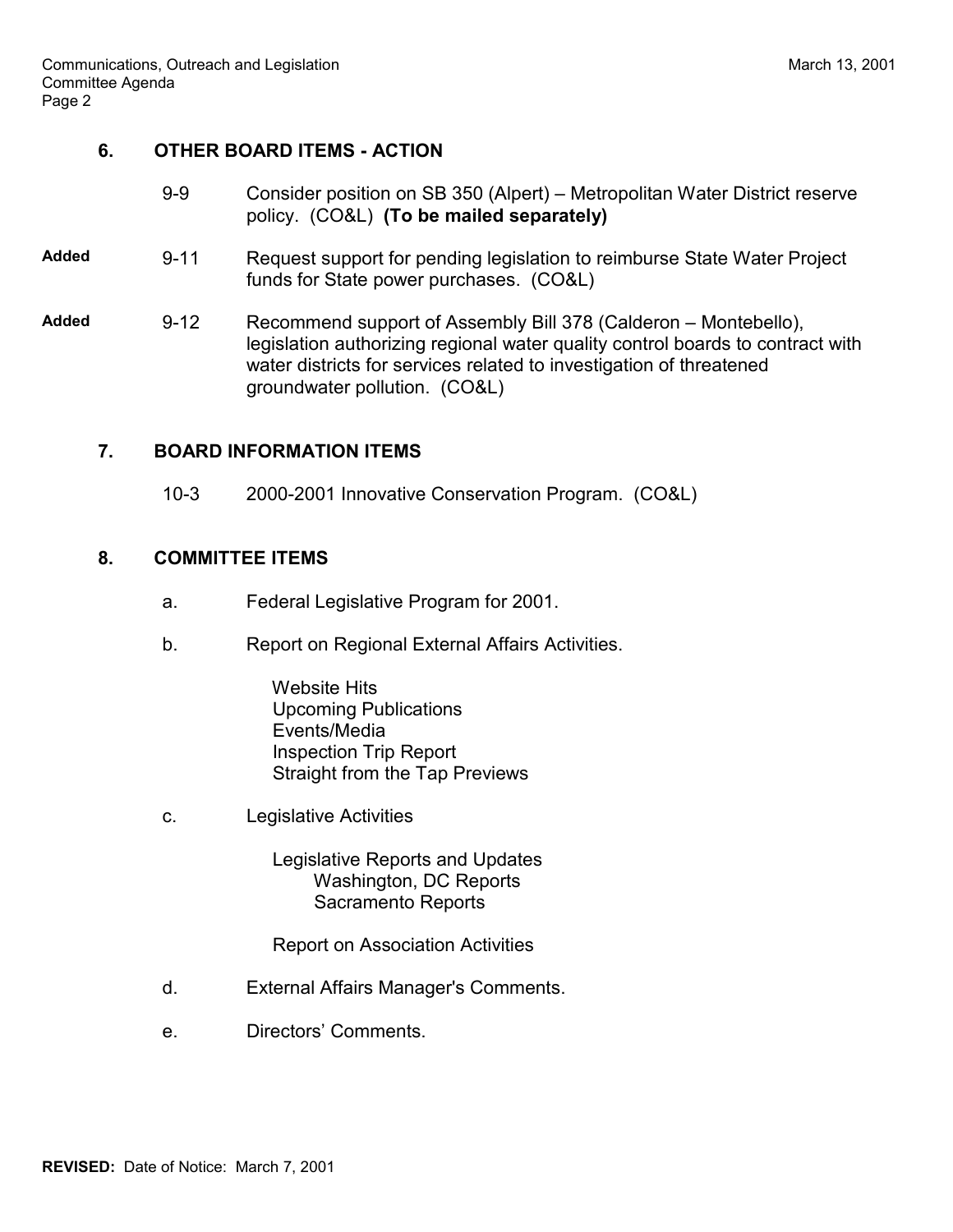## 6. OTHER BOARD ITEMS - ACTION

9-9 Consider position on SB 350 (Alpert) – Metropolitan Water District reserve policy. (CO&L) **(To be mailed separately)**

**Added** 9-11 Request support for pending legislation to reimburse State Water Project funds for State power purchases. (CO&L)

**Added** 9-12 Recommend support of Assembly Bill 378 (Calderon – Montebello), legislation authorizing regional water quality control boards to contract with water districts for services related to investigation of threatened groundwater pollution. (CO&L)

## 7. BOARD INFORMATION ITEMS

10-3 2000-2001 Innovative Conservation Program. (CO&L)

## 8. COMMITTEE ITEMS

a. Federal Legislative Program for 2001.

b. Report on Regional External Affairs Activities.

   Website Hits
   Upcoming Publications
   Events/Media
   Inspection Trip Report
   Straight from the Tap Previews

c. Legislative Activities

   Legislative Reports and Updates
      Washington, DC Reports
      Sacramento Reports

   Report on Association Activities

d. External Affairs Manager's Comments.

e. Directors' Comments.

**REVISED:** Date of Notice: March 7, 2001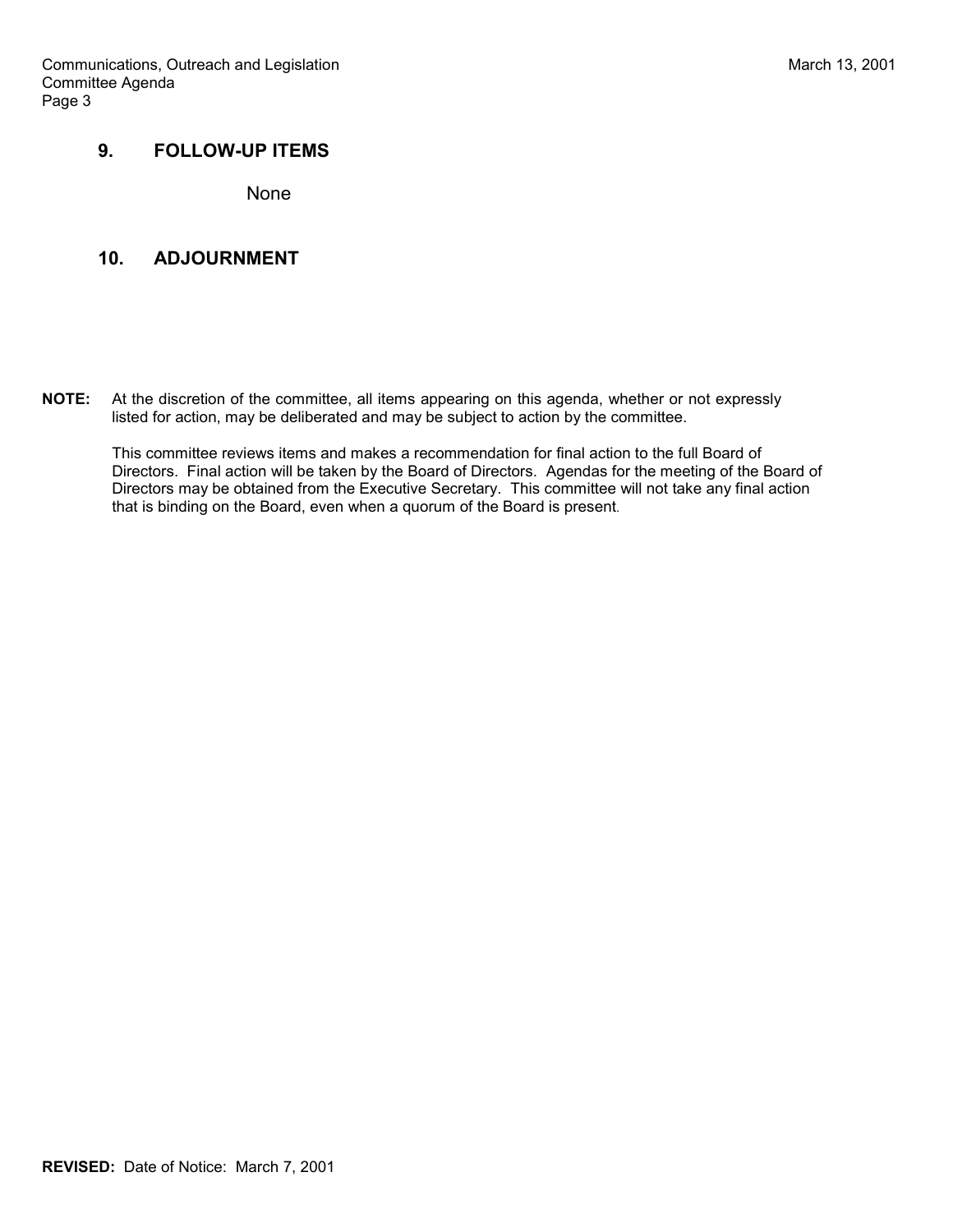## 9. FOLLOW-UP ITEMS

None

## 10. ADJOURNMENT

**NOTE:** At the discretion of the committee, all items appearing on this agenda, whether or not expressly listed for action, may be deliberated and may be subject to action by the committee.

This committee reviews items and makes a recommendation for final action to the full Board of Directors. Final action will be taken by the Board of Directors. Agendas for the meeting of the Board of Directors may be obtained from the Executive Secretary. This committee will not take any final action that is binding on the Board, even when a quorum of the Board is present.

**REVISED:** Date of Notice: March 7, 2001